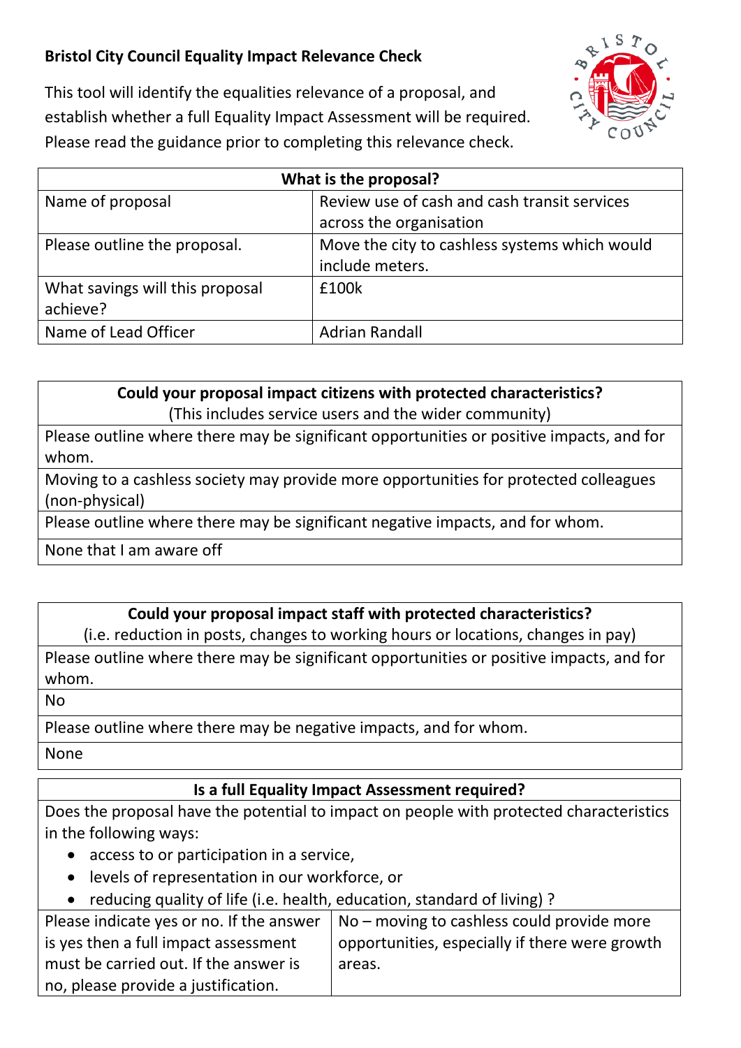**Bristol City Council Equality Impact Relevance Check**

This tool will identify the equalities relevance of a proposal, and establish whether a full Equality Impact Assessment will be required. Please read the guidance prior to completing this relevance check.

| What is the proposal? | |
|---|---|
| Name of proposal | Review use of cash and cash transit services across the organisation |
| Please outline the proposal. | Move the city to cashless systems which would include meters. |
| What savings will this proposal achieve? | £100k |
| Name of Lead Officer | Adrian Randall |

| **Could your proposal impact citizens with protected characteristics?** (This includes service users and the wider community) |
|---|
| Please outline where there may be significant opportunities or positive impacts, and for whom. |
| Moving to a cashless society may provide more opportunities for protected colleagues (non-physical) |
| Please outline where there may be significant negative impacts, and for whom. |
| None that I am aware off |

| **Could your proposal impact staff with protected characteristics?** (i.e. reduction in posts, changes to working hours or locations, changes in pay) |
|---|
| Please outline where there may be significant opportunities or positive impacts, and for whom. |
| No |
| Please outline where there may be negative impacts, and for whom. |
| None |

**Is a full Equality Impact Assessment required?**

Does the proposal have the potential to impact on people with protected characteristics in the following ways:

- access to or participation in a service,
- levels of representation in our workforce, or
- reducing quality of life (i.e. health, education, standard of living) ?

| Please indicate yes or no. If the answer is yes then a full impact assessment must be carried out. If the answer is no, please provide a justification. | No – moving to cashless could provide more opportunities, especially if there were growth areas. |
|---|---|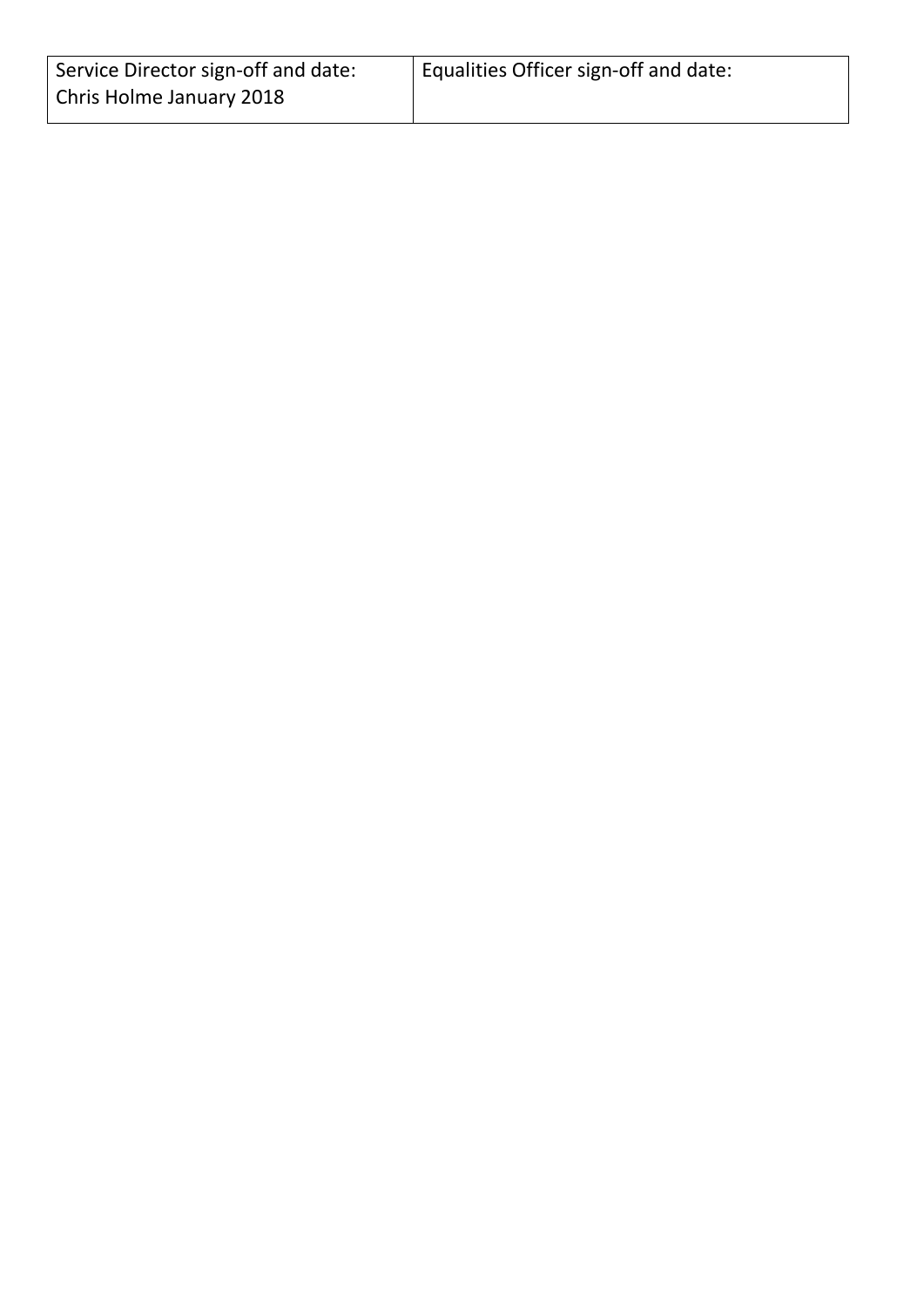| | |
|---|---|
| Service Director sign-off and date:<br>Chris Holme January 2018 | Equalities Officer sign-off and date: |